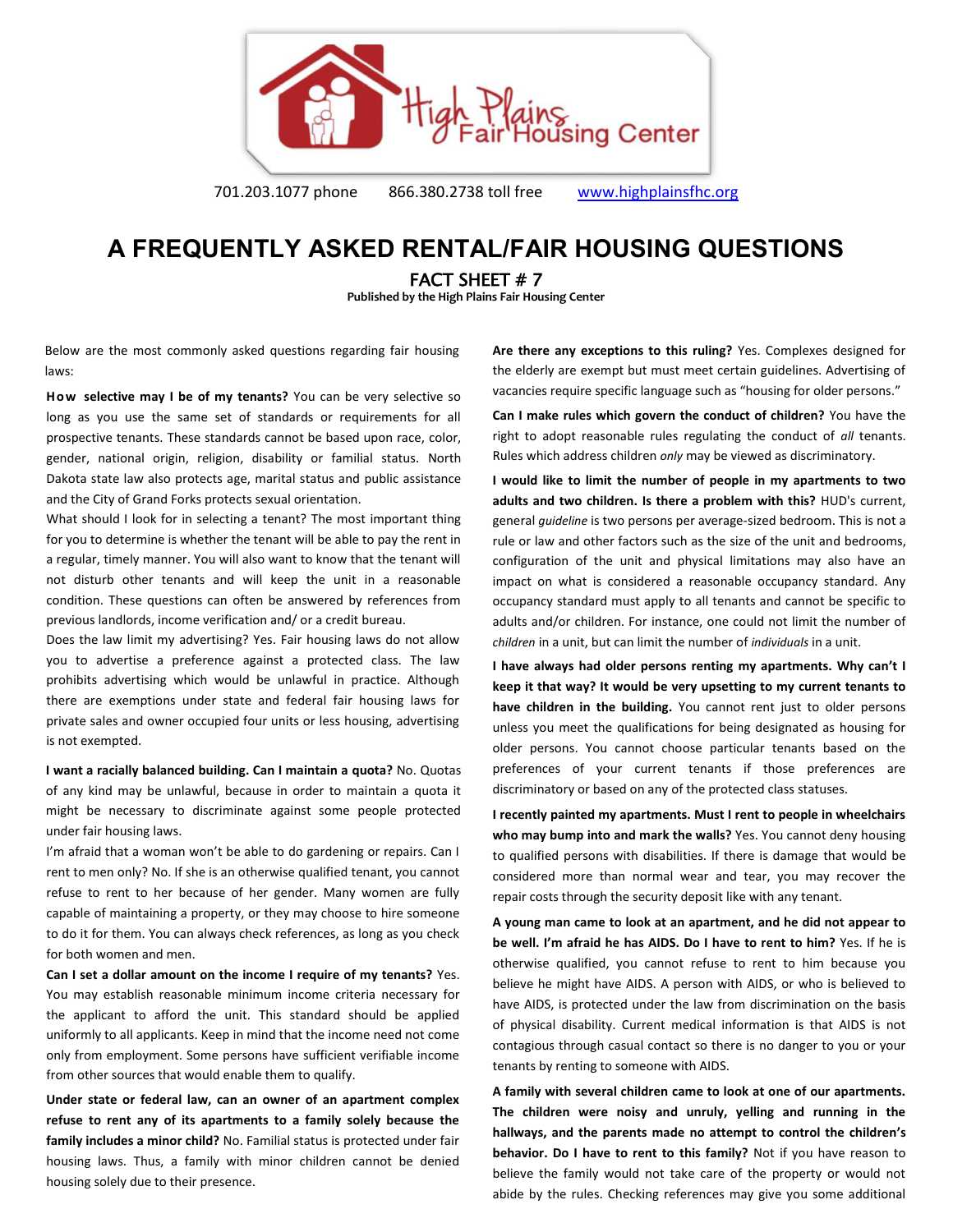High Plains Fair Housing Center

701.203.1077 phone 866.380.2738 toll free www.highplainsfhc.org

# A FREQUENTLY ASKED RENTAL/FAIR HOUSING QUESTIONS

## FACT SHEET # 7

**Published by the High Plains Fair Housing Center**

Below are the most commonly asked questions regarding fair housing laws:

**How selective may I be of my tenants?** You can be very selective so long as you use the same set of standards or requirements for all prospective tenants. These standards cannot be based upon race, color, gender, national origin, religion, disability or familial status. North Dakota state law also protects age, marital status and public assistance and the City of Grand Forks protects sexual orientation.

What should I look for in selecting a tenant? The most important thing for you to determine is whether the tenant will be able to pay the rent in a regular, timely manner. You will also want to know that the tenant will not disturb other tenants and will keep the unit in a reasonable condition. These questions can often be answered by references from previous landlords, income verification and/ or a credit bureau.

Does the law limit my advertising? Yes. Fair housing laws do not allow you to advertise a preference against a protected class. The law prohibits advertising which would be unlawful in practice. Although there are exemptions under state and federal fair housing laws for private sales and owner occupied four units or less housing, advertising is not exempted.

**I want a racially balanced building. Can I maintain a quota?** No. Quotas of any kind may be unlawful, because in order to maintain a quota it might be necessary to discriminate against some people protected under fair housing laws.

I'm afraid that a woman won't be able to do gardening or repairs. Can I rent to men only? No. If she is an otherwise qualified tenant, you cannot refuse to rent to her because of her gender. Many women are fully capable of maintaining a property, or they may choose to hire someone to do it for them. You can always check references, as long as you check for both women and men.

**Can I set a dollar amount on the income I require of my tenants?** Yes. You may establish reasonable minimum income criteria necessary for the applicant to afford the unit. This standard should be applied uniformly to all applicants. Keep in mind that the income need not come only from employment. Some persons have sufficient verifiable income from other sources that would enable them to qualify.

**Under state or federal law, can an owner of an apartment complex refuse to rent any of its apartments to a family solely because the family includes a minor child?** No. Familial status is protected under fair housing laws. Thus, a family with minor children cannot be denied housing solely due to their presence.

**Are there any exceptions to this ruling?** Yes. Complexes designed for the elderly are exempt but must meet certain guidelines. Advertising of vacancies require specific language such as "housing for older persons."

**Can I make rules which govern the conduct of children?** You have the right to adopt reasonable rules regulating the conduct of *all* tenants. Rules which address children *only* may be viewed as discriminatory.

**I would like to limit the number of people in my apartments to two adults and two children. Is there a problem with this?** HUD's current, general *guideline* is two persons per average-sized bedroom. This is not a rule or law and other factors such as the size of the unit and bedrooms, configuration of the unit and physical limitations may also have an impact on what is considered a reasonable occupancy standard. Any occupancy standard must apply to all tenants and cannot be specific to adults and/or children. For instance, one could not limit the number of *children* in a unit, but can limit the number of *individuals* in a unit.

**I have always had older persons renting my apartments. Why can't I keep it that way? It would be very upsetting to my current tenants to have children in the building.** You cannot rent just to older persons unless you meet the qualifications for being designated as housing for older persons. You cannot choose particular tenants based on the preferences of your current tenants if those preferences are discriminatory or based on any of the protected class statuses.

**I recently painted my apartments. Must I rent to people in wheelchairs who may bump into and mark the walls?** Yes. You cannot deny housing to qualified persons with disabilities. If there is damage that would be considered more than normal wear and tear, you may recover the repair costs through the security deposit like with any tenant.

**A young man came to look at an apartment, and he did not appear to be well. I'm afraid he has AIDS. Do I have to rent to him?** Yes. If he is otherwise qualified, you cannot refuse to rent to him because you believe he might have AIDS. A person with AIDS, or who is believed to have AIDS, is protected under the law from discrimination on the basis of physical disability. Current medical information is that AIDS is not contagious through casual contact so there is no danger to you or your tenants by renting to someone with AIDS.

**A family with several children came to look at one of our apartments. The children were noisy and unruly, yelling and running in the hallways, and the parents made no attempt to control the children's behavior. Do I have to rent to this family?** Not if you have reason to believe the family would not take care of the property or would not abide by the rules. Checking references may give you some additional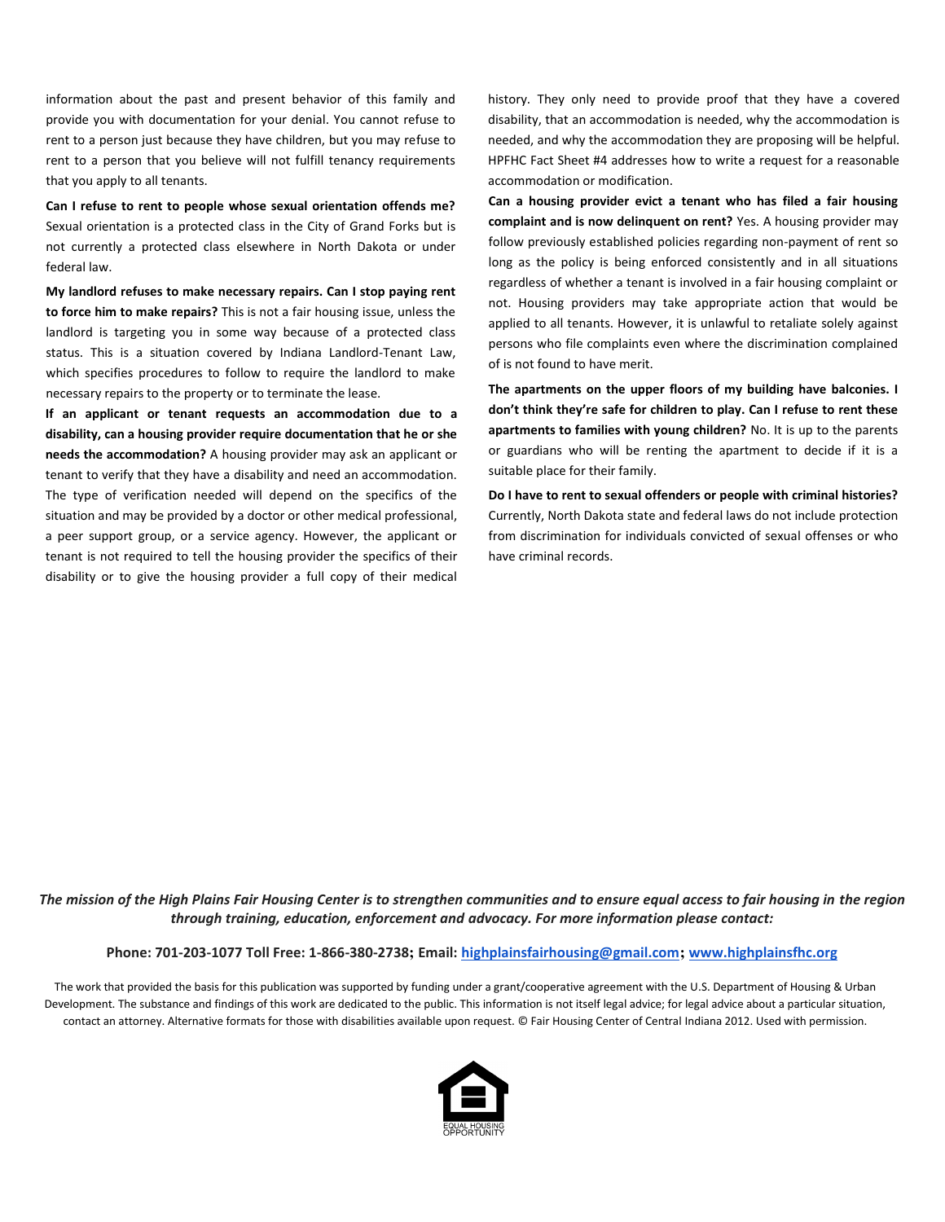information about the past and present behavior of this family and provide you with documentation for your denial. You cannot refuse to rent to a person just because they have children, but you may refuse to rent to a person that you believe will not fulfill tenancy requirements that you apply to all tenants.

**Can I refuse to rent to people whose sexual orientation offends me?** Sexual orientation is a protected class in the City of Grand Forks but is not currently a protected class elsewhere in North Dakota or under federal law.

**My landlord refuses to make necessary repairs. Can I stop paying rent to force him to make repairs?** This is not a fair housing issue, unless the landlord is targeting you in some way because of a protected class status. This is a situation covered by Indiana Landlord-Tenant Law, which specifies procedures to follow to require the landlord to make necessary repairs to the property or to terminate the lease.

**If an applicant or tenant requests an accommodation due to a disability, can a housing provider require documentation that he or she needs the accommodation?** A housing provider may ask an applicant or tenant to verify that they have a disability and need an accommodation. The type of verification needed will depend on the specifics of the situation and may be provided by a doctor or other medical professional, a peer support group, or a service agency. However, the applicant or tenant is not required to tell the housing provider the specifics of their disability or to give the housing provider a full copy of their medical history. They only need to provide proof that they have a covered disability, that an accommodation is needed, why the accommodation is needed, and why the accommodation they are proposing will be helpful. HPFHC Fact Sheet #4 addresses how to write a request for a reasonable accommodation or modification.

**Can a housing provider evict a tenant who has filed a fair housing complaint and is now delinquent on rent?** Yes. A housing provider may follow previously established policies regarding non-payment of rent so long as the policy is being enforced consistently and in all situations regardless of whether a tenant is involved in a fair housing complaint or not. Housing providers may take appropriate action that would be applied to all tenants. However, it is unlawful to retaliate solely against persons who file complaints even where the discrimination complained of is not found to have merit.

**The apartments on the upper floors of my building have balconies. I don't think they're safe for children to play. Can I refuse to rent these apartments to families with young children?** No. It is up to the parents or guardians who will be renting the apartment to decide if it is a suitable place for their family.

**Do I have to rent to sexual offenders or people with criminal histories?** Currently, North Dakota state and federal laws do not include protection from discrimination for individuals convicted of sexual offenses or who have criminal records.

***The mission of the High Plains Fair Housing Center is to strengthen communities and to ensure equal access to fair housing in the region through training, education, enforcement and advocacy. For more information please contact:***

**Phone: 701-203-1077 Toll Free: 1-866-380-2738; Email: highplainsfairhousing@gmail.com; www.highplainsfhc.org**

The work that provided the basis for this publication was supported by funding under a grant/cooperative agreement with the U.S. Department of Housing & Urban Development. The substance and findings of this work are dedicated to the public. This information is not itself legal advice; for legal advice about a particular situation, contact an attorney. Alternative formats for those with disabilities available upon request. © Fair Housing Center of Central Indiana 2012. Used with permission.

EQUAL HOUSING OPPORTUNITY